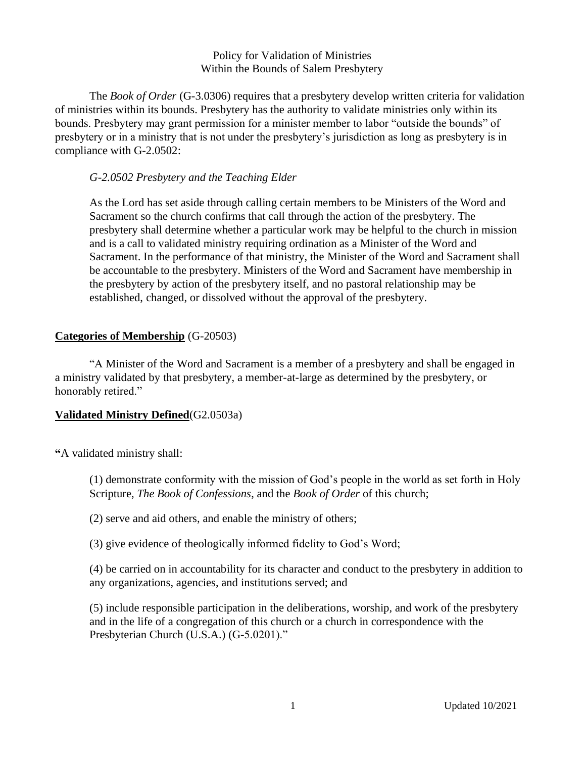# Policy for Validation of Ministries
## Within the Bounds of Salem Presbytery

The *Book of Order* (G-3.0306) requires that a presbytery develop written criteria for validation of ministries within its bounds. Presbytery has the authority to validate ministries only within its bounds. Presbytery may grant permission for a minister member to labor "outside the bounds" of presbytery or in a ministry that is not under the presbytery's jurisdiction as long as presbytery is in compliance with G-2.0502:

> *G-2.0502 Presbytery and the Teaching Elder*
>
> As the Lord has set aside through calling certain members to be Ministers of the Word and Sacrament so the church confirms that call through the action of the presbytery. The presbytery shall determine whether a particular work may be helpful to the church in mission and is a call to validated ministry requiring ordination as a Minister of the Word and Sacrament. In the performance of that ministry, the Minister of the Word and Sacrament shall be accountable to the presbytery. Ministers of the Word and Sacrament have membership in the presbytery by action of the presbytery itself, and no pastoral relationship may be established, changed, or dissolved without the approval of the presbytery.

**Categories of Membership** (G-20503)

"A Minister of the Word and Sacrament is a member of a presbytery and shall be engaged in a ministry validated by that presbytery, a member-at-large as determined by the presbytery, or honorably retired."

**Validated Ministry Defined**(G2.0503a)

"A validated ministry shall:

> (1) demonstrate conformity with the mission of God's people in the world as set forth in Holy Scripture, *The Book of Confessions*, and the *Book of Order* of this church;
>
> (2) serve and aid others, and enable the ministry of others;
>
> (3) give evidence of theologically informed fidelity to God's Word;
>
> (4) be carried on in accountability for its character and conduct to the presbytery in addition to any organizations, agencies, and institutions served; and
>
> (5) include responsible participation in the deliberations, worship, and work of the presbytery and in the life of a congregation of this church or a church in correspondence with the Presbyterian Church (U.S.A.) (G-5.0201)."

Updated 10/2021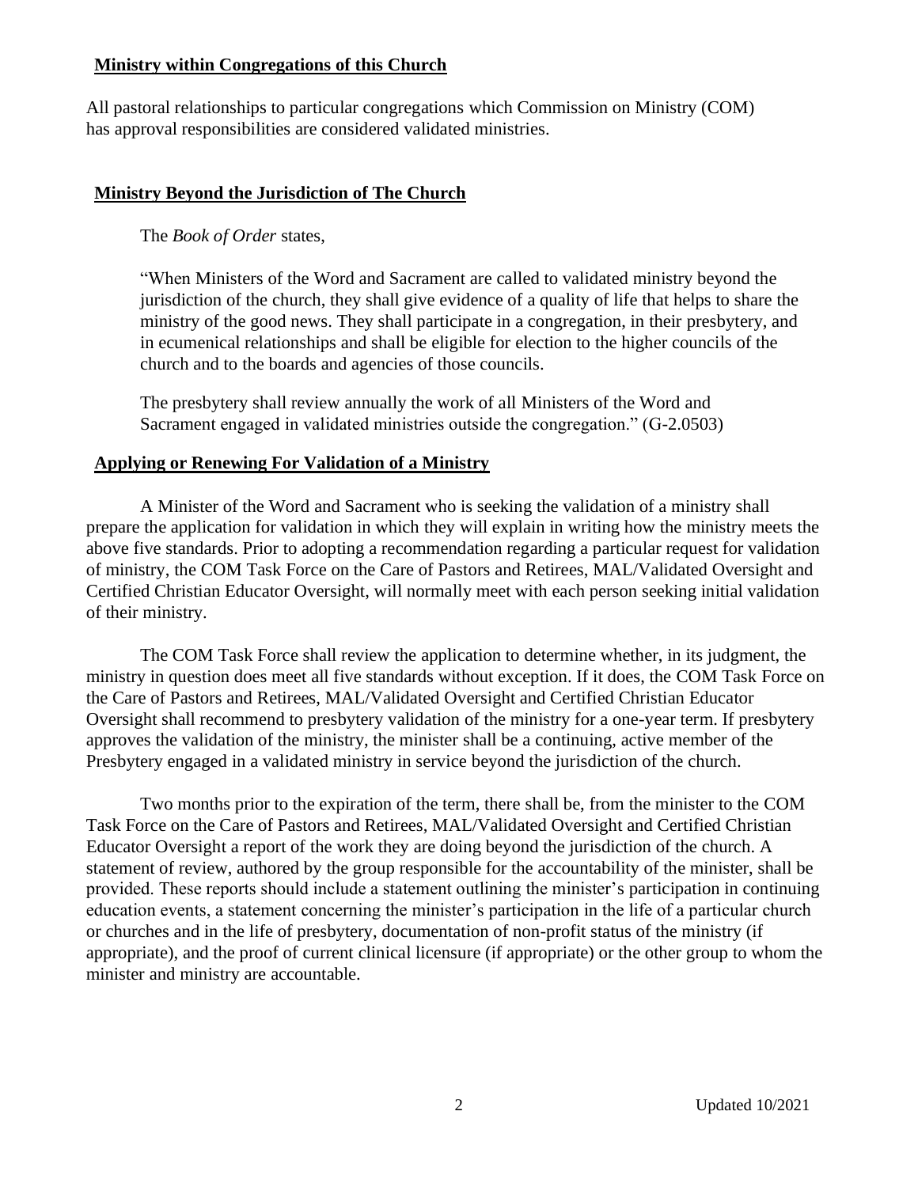## Ministry within Congregations of this Church

All pastoral relationships to particular congregations which Commission on Ministry (COM) has approval responsibilities are considered validated ministries.

## Ministry Beyond the Jurisdiction of The Church

The *Book of Order* states,

"When Ministers of the Word and Sacrament are called to validated ministry beyond the jurisdiction of the church, they shall give evidence of a quality of life that helps to share the ministry of the good news. They shall participate in a congregation, in their presbytery, and in ecumenical relationships and shall be eligible for election to the higher councils of the church and to the boards and agencies of those councils.

The presbytery shall review annually the work of all Ministers of the Word and Sacrament engaged in validated ministries outside the congregation." (G-2.0503)

## Applying or Renewing For Validation of a Ministry

A Minister of the Word and Sacrament who is seeking the validation of a ministry shall prepare the application for validation in which they will explain in writing how the ministry meets the above five standards. Prior to adopting a recommendation regarding a particular request for validation of ministry, the COM Task Force on the Care of Pastors and Retirees, MAL/Validated Oversight and Certified Christian Educator Oversight, will normally meet with each person seeking initial validation of their ministry.

The COM Task Force shall review the application to determine whether, in its judgment, the ministry in question does meet all five standards without exception. If it does, the COM Task Force on the Care of Pastors and Retirees, MAL/Validated Oversight and Certified Christian Educator Oversight shall recommend to presbytery validation of the ministry for a one-year term. If presbytery approves the validation of the ministry, the minister shall be a continuing, active member of the Presbytery engaged in a validated ministry in service beyond the jurisdiction of the church.

Two months prior to the expiration of the term, there shall be, from the minister to the COM Task Force on the Care of Pastors and Retirees, MAL/Validated Oversight and Certified Christian Educator Oversight a report of the work they are doing beyond the jurisdiction of the church. A statement of review, authored by the group responsible for the accountability of the minister, shall be provided. These reports should include a statement outlining the minister's participation in continuing education events, a statement concerning the minister's participation in the life of a particular church or churches and in the life of presbytery, documentation of non-profit status of the ministry (if appropriate), and the proof of current clinical licensure (if appropriate) or the other group to whom the minister and ministry are accountable.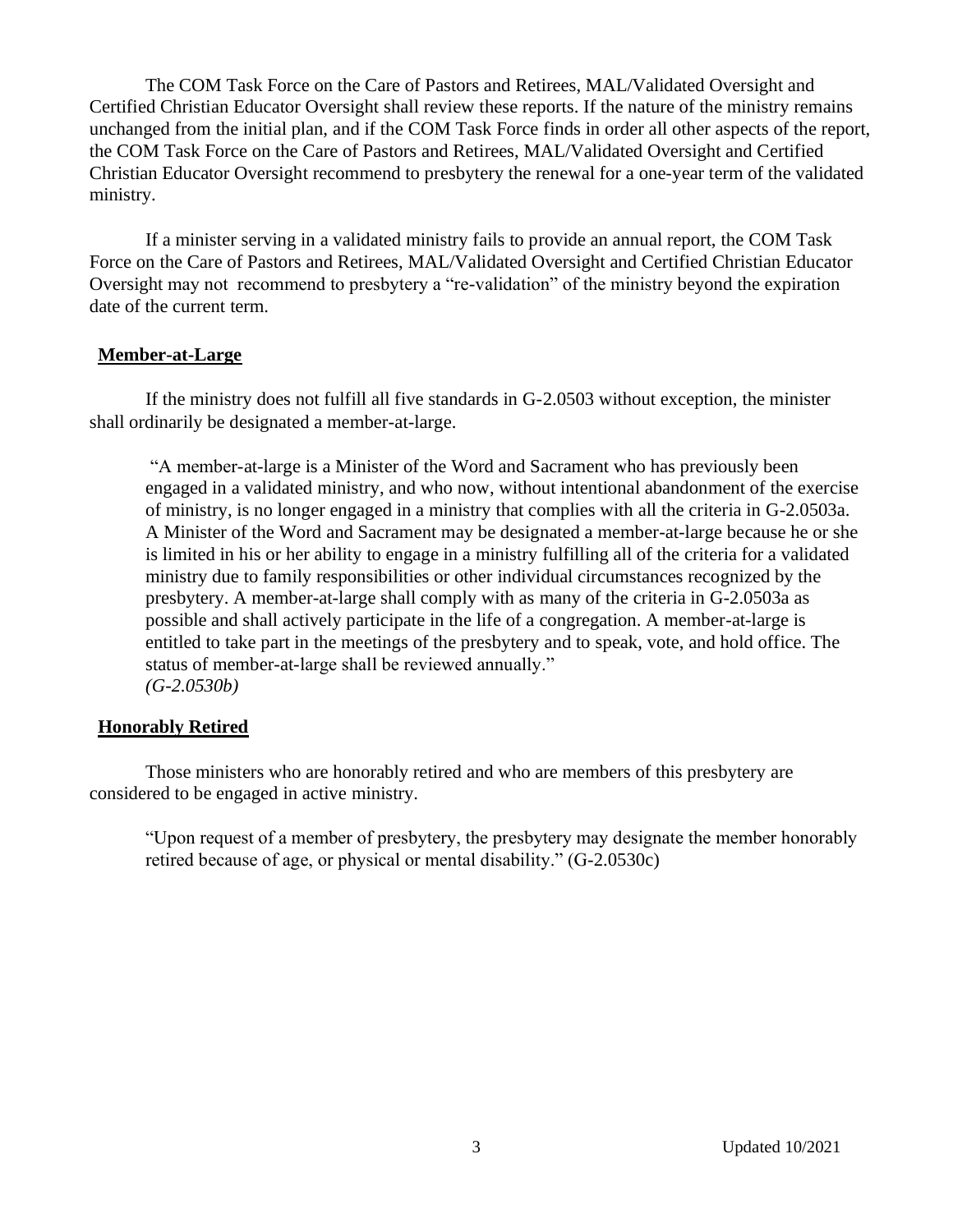The COM Task Force on the Care of Pastors and Retirees, MAL/Validated Oversight and Certified Christian Educator Oversight shall review these reports. If the nature of the ministry remains unchanged from the initial plan, and if the COM Task Force finds in order all other aspects of the report, the COM Task Force on the Care of Pastors and Retirees, MAL/Validated Oversight and Certified Christian Educator Oversight recommend to presbytery the renewal for a one-year term of the validated ministry.

If a minister serving in a validated ministry fails to provide an annual report, the COM Task Force on the Care of Pastors and Retirees, MAL/Validated Oversight and Certified Christian Educator Oversight may not recommend to presbytery a "re-validation" of the ministry beyond the expiration date of the current term.

## Member-at-Large

If the ministry does not fulfill all five standards in G-2.0503 without exception, the minister shall ordinarily be designated a member-at-large.

> "A member-at-large is a Minister of the Word and Sacrament who has previously been engaged in a validated ministry, and who now, without intentional abandonment of the exercise of ministry, is no longer engaged in a ministry that complies with all the criteria in G-2.0503a. A Minister of the Word and Sacrament may be designated a member-at-large because he or she is limited in his or her ability to engage in a ministry fulfilling all of the criteria for a validated ministry due to family responsibilities or other individual circumstances recognized by the presbytery. A member-at-large shall comply with as many of the criteria in G-2.0503a as possible and shall actively participate in the life of a congregation. A member-at-large is entitled to take part in the meetings of the presbytery and to speak, vote, and hold office. The status of member-at-large shall be reviewed annually."
> *(G-2.0530b)*

## Honorably Retired

Those ministers who are honorably retired and who are members of this presbytery are considered to be engaged in active ministry.

> "Upon request of a member of presbytery, the presbytery may designate the member honorably retired because of age, or physical or mental disability." (G-2.0530c)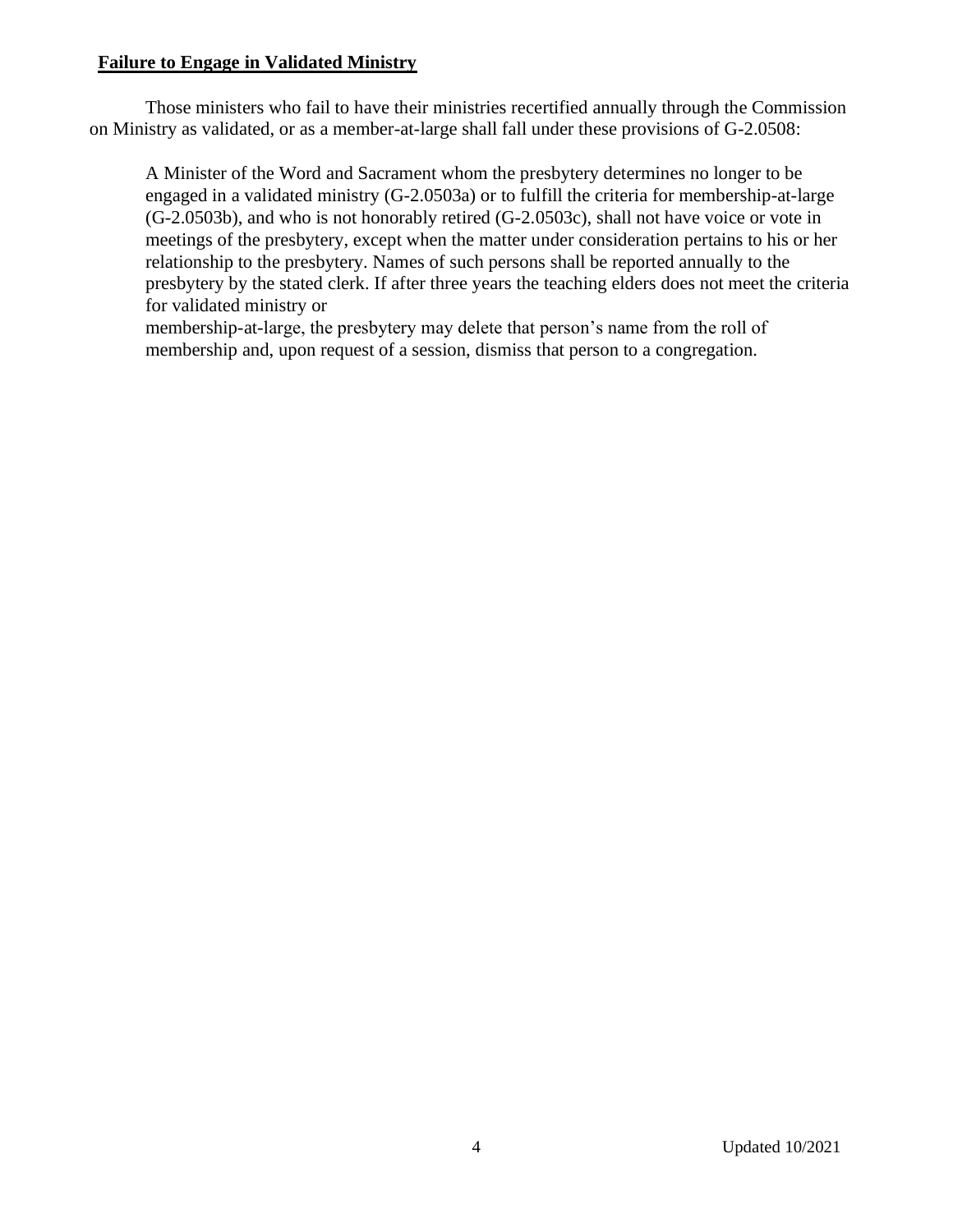**Failure to Engage in Validated Ministry**

Those ministers who fail to have their ministries recertified annually through the Commission on Ministry as validated, or as a member-at-large shall fall under these provisions of G-2.0508:

> A Minister of the Word and Sacrament whom the presbytery determines no longer to be engaged in a validated ministry (G-2.0503a) or to fulfill the criteria for membership-at-large (G-2.0503b), and who is not honorably retired (G-2.0503c), shall not have voice or vote in meetings of the presbytery, except when the matter under consideration pertains to his or her relationship to the presbytery. Names of such persons shall be reported annually to the presbytery by the stated clerk. If after three years the teaching elders does not meet the criteria for validated ministry or
> membership-at-large, the presbytery may delete that person's name from the roll of membership and, upon request of a session, dismiss that person to a congregation.